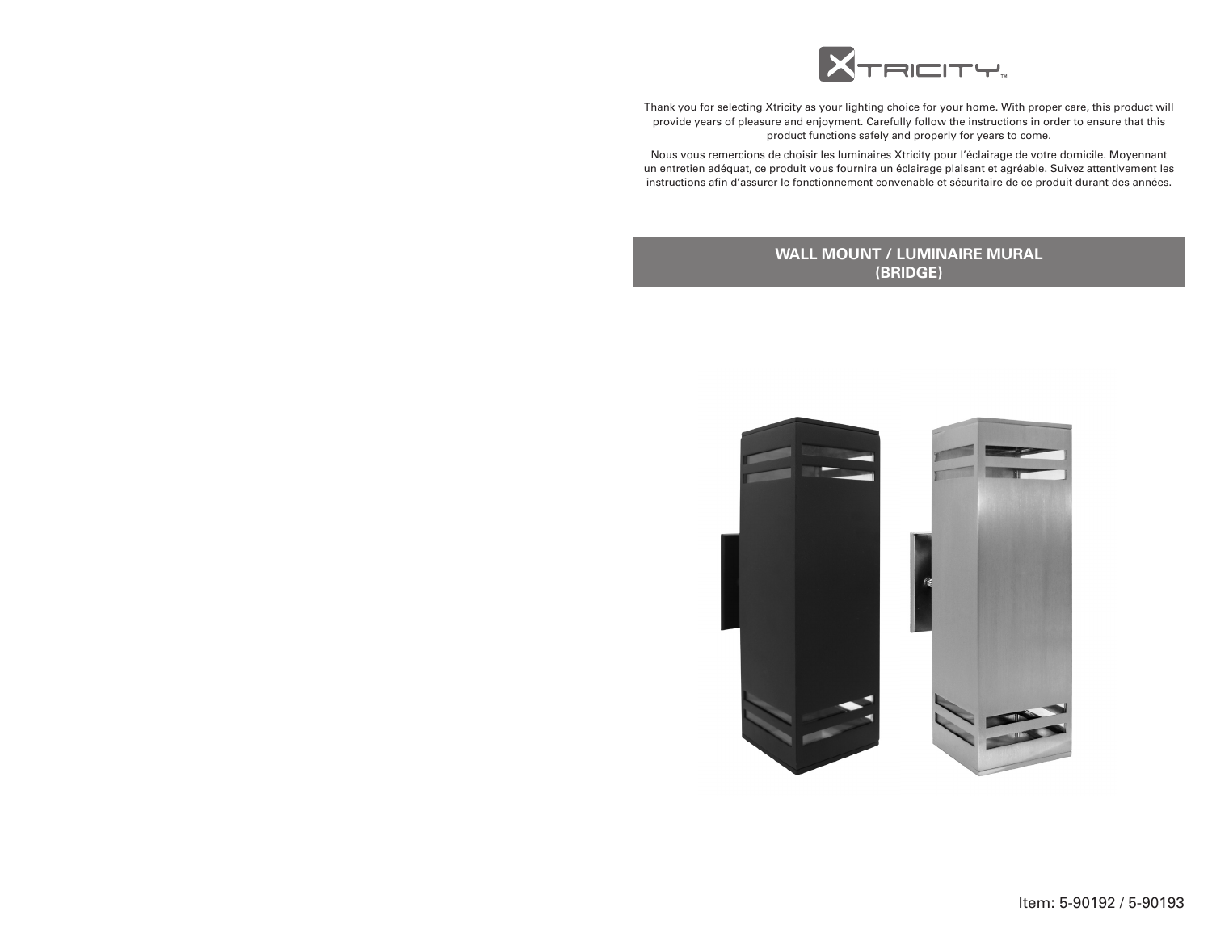XTRICITY™

Thank you for selecting Xtricity as your lighting choice for your home. With proper care, this product will provide years of pleasure and enjoyment. Carefully follow the instructions in order to ensure that this product functions safely and properly for years to come.

Nous vous remercions de choisir les luminaires Xtricity pour l'éclairage de votre domicile. Moyennant un entretien adéquat, ce produit vous fournira un éclairage plaisant et agréable. Suivez attentivement les instructions afin d'assurer le fonctionnement convenable et sécuritaire de ce produit durant des années.

## WALL MOUNT / LUMINAIRE MURAL (BRIDGE)

Item: 5-90192 / 5-90193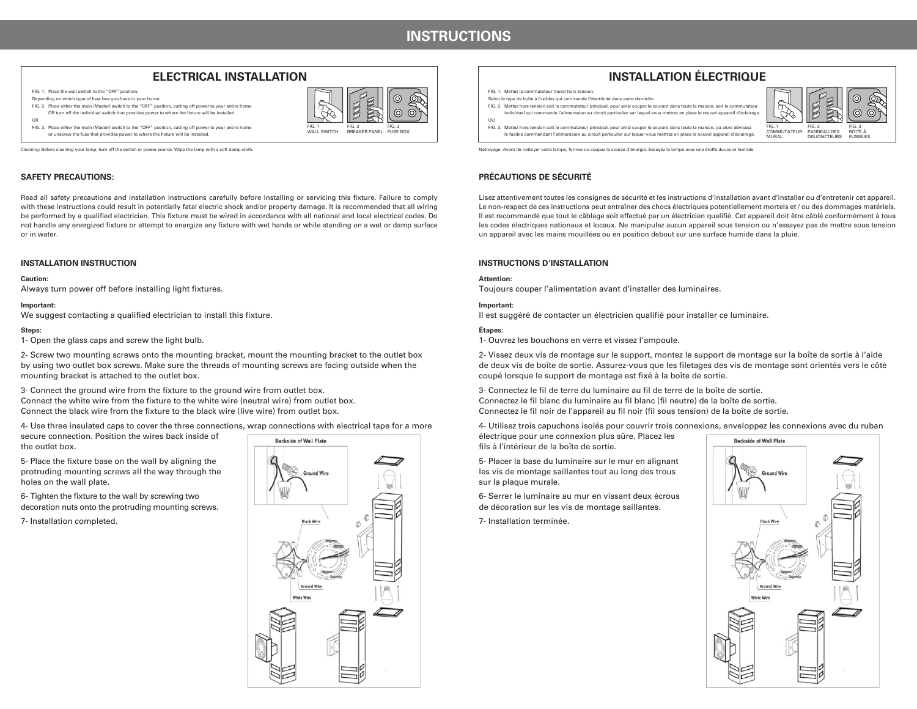# INSTRUCTIONS

## ELECTRICAL INSTALLATION

FIG. 1. Place the wall switch to the "OFF" position.

Depending on which type of fuse box you have in your home:

FIG. 2. Place either the main (Master) switch to the "OFF" position, cutting off power to your entire home OR turn off the individual switch that provides power to where the fixture will be installed.

OR

FIG. 3. Place either the main (Master) switch to the "OFF" position, cutting off power to your entire home or unscrew the fuse that provides power to where the fixture will be installed.

FIG. 1 WALL SWITCH

FIG. 2 BREAKER PANEL

FIG. 3 FUSE BOX

Cleaning: Before cleaning your lamp, turn off the switch or power source. Wipe the lamp with a soft damp cloth.

### SAFETY PRECAUTIONS:

Read all safety precautions and installation instructions carefully before installing or servicing this fixture. Failure to comply with these instructions could result in potentially fatal electric shock and/or property damage. It is recommended that all wiring be performed by a qualified electrician. This fixture must be wired in accordance with all national and local electrical codes. Do not handle any energized fixture or attempt to energize any fixture with wet hands or while standing on a wet or damp surface or in water.

### INSTALLATION INSTRUCTION

**Caution:**

Always turn power off before installing light fixtures.

**Important:**

We suggest contacting a qualified electrician to install this fixture.

**Steps:**

1- Open the glass caps and screw the light bulb.

2- Screw two mounting screws onto the mounting bracket, mount the mounting bracket to the outlet box by using two outlet box screws. Make sure the threads of mounting screws are facing outside when the mounting bracket is attached to the outlet box.

3- Connect the ground wire from the fixture to the ground wire from outlet box.
Connect the white wire from the fixture to the white wire (neutral wire) from outlet box.
Connect the black wire from the fixture to the black wire (live wire) from outlet box.

4- Use three insulated caps to cover the three connections, wrap connections with electrical tape for a more secure connection. Position the wires back inside of the outlet box.

5- Place the fixture base on the wall by aligning the protruding mounting screws all the way through the holes on the wall plate.

6- Tighten the fixture to the wall by screwing two decoration nuts onto the protruding mounting screws.

7- Installation completed.

Backside of Wall Plate

Ground Wire

Black Wire

Ground Wire

White Wire

## INSTALLATION ÉLECTRIQUE

FIG. 1. Mettez le commutateur mural hors tension.

Selon le type de boîte à fusibles qui commande l'électricité dans votre domicile:

FIG. 2. Mettez hors tension soit le commutateur principal, pour ainsi couper le courant dans toute la maison, soit le commutateur individuel qui commande l'alimentaion au circuit particulier sur lequel vous mettrez en place le nouvel appareil d'éclairage.

OU

FIG. 3. Mettez hors tension soit le commutateur principal, pour ainsi couper le courant dans toute la maison, ou alors dévissez le fusible commandant l'alimentaion au circuit particulier sur lequel vous mettrez en place le nouvel appareil d'éclairage.

FIG. 1 COMMUTATEUR MURAL

FIG. 2 PANNEAU DES DISJONCTEURS

FIG. 3 BOÎTE À FUSIBLES

Nettoyage: Avant de nettoyer votre lampe, fermez ou coupez la source d'énergie. Essuyez la lampe avec une étoffe douce et humide.

### PRÉCAUTIONS DE SÉCURITÉ

Lisez attentivement toutes les consignes de sécurité et les instructions d'installation avant d'installer ou d'entretenir cet appareil. Le non-respect de ces instructions peut entraîner des chocs électriques potentiellement mortels et / ou des dommages matériels. Il est recommandé que tout le câblage soit effectué par un électricien qualifié. Cet appareil doit être câblé conformément à tous les codes électriques nationaux et locaux. Ne manipulez aucun appareil sous tension ou n'essayez pas de mettre sous tension un appareil avec les mains mouillées ou en position debout sur une surface humide dans la pluie.

### INSTRUCTIONS D'INSTALLATION

**Attention:**

Toujours couper l'alimentation avant d'installer des luminaires.

**Important:**

Il est suggéré de contacter un électricien qualifié pour installer ce luminaire.

**Étapes:**

1- Ouvrez les bouchons en verre et vissez l'ampoule.

2- Vissez deux vis de montage sur le support, montez le support de montage sur la boîte de sortie à l'aide de deux vis de boîte de sortie. Assurez-vous que les filetages des vis de montage sont orientés vers le côté coupé lorsque le support de montage est fixé à la boîte de sortie.

3- Connectez le fil de terre du luminaire au fil de terre de la boîte de sortie.
Connectez le fil blanc du luminaire au fil blanc (fil neutre) de la boîte de sortie.
Connectez le fil noir de l'appareil au fil noir (fil sous tension) de la boîte de sortie.

4- Utilisez trois capuchons isolés pour couvrir trois connexions, enveloppez les connexions avec du ruban électrique pour une connexion plus sûre. Placez les fils à l'intérieur de la boîte de sortie.

5- Placer la base du luminaire sur le mur en alignant les vis de montage saillantes tout au long des trous sur la plaque murale.

6- Serrer le luminaire au mur en vissant deux écrous de décoration sur les vis de montage saillantes.

7- Installation terminée.

Backside of Wall Plate

Ground Wire

Black Wire

Ground Wire

White Wire